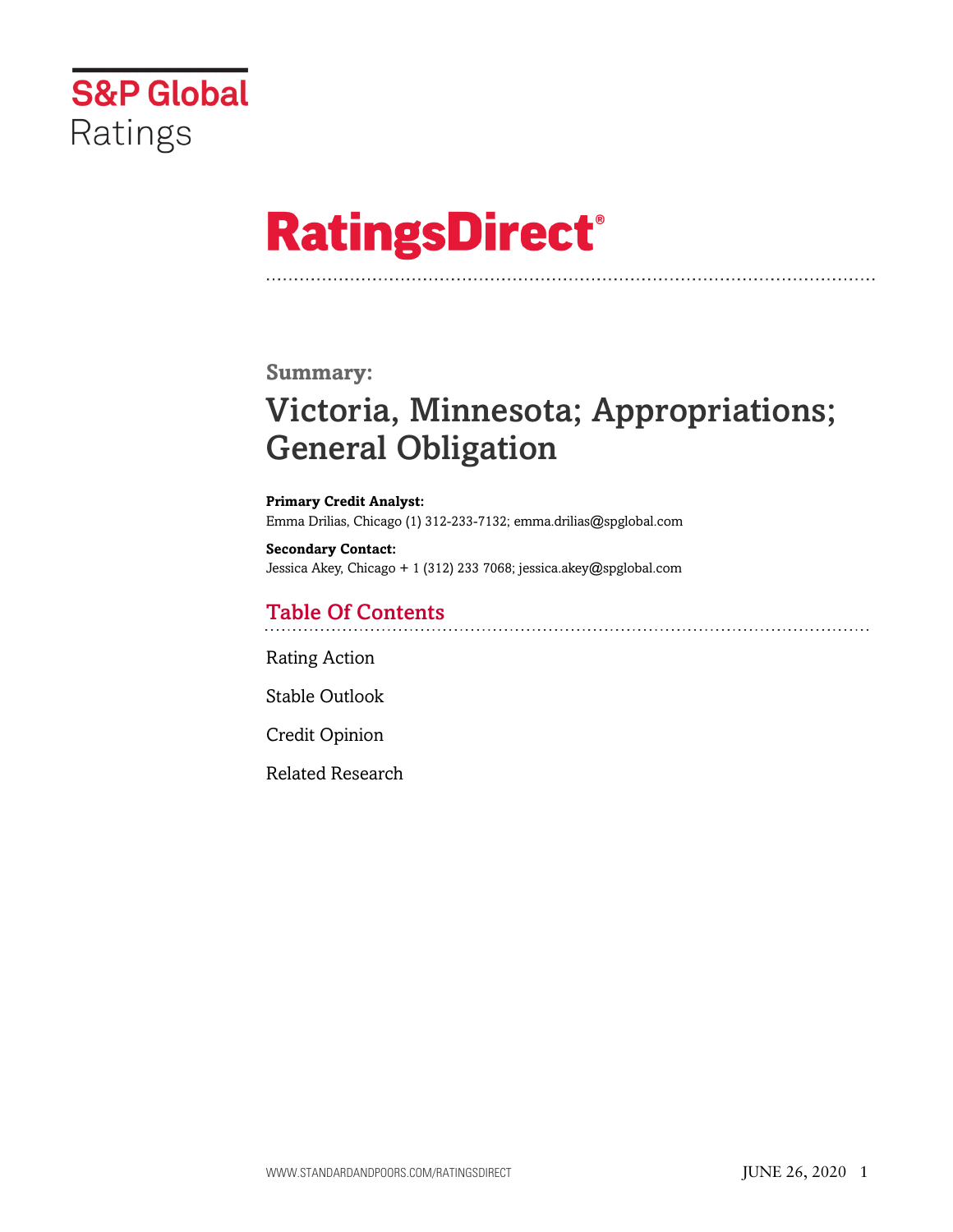S&P Global Ratings

# RatingsDirect®

**Summary:**

# Victoria, Minnesota; Appropriations; General Obligation

**Primary Credit Analyst:**
Emma Drilias, Chicago (1) 312-233-7132; emma.drilias@spglobal.com

**Secondary Contact:**
Jessica Akey, Chicago + 1 (312) 233 7068; jessica.akey@spglobal.com

## Table Of Contents

Rating Action

Stable Outlook

Credit Opinion

Related Research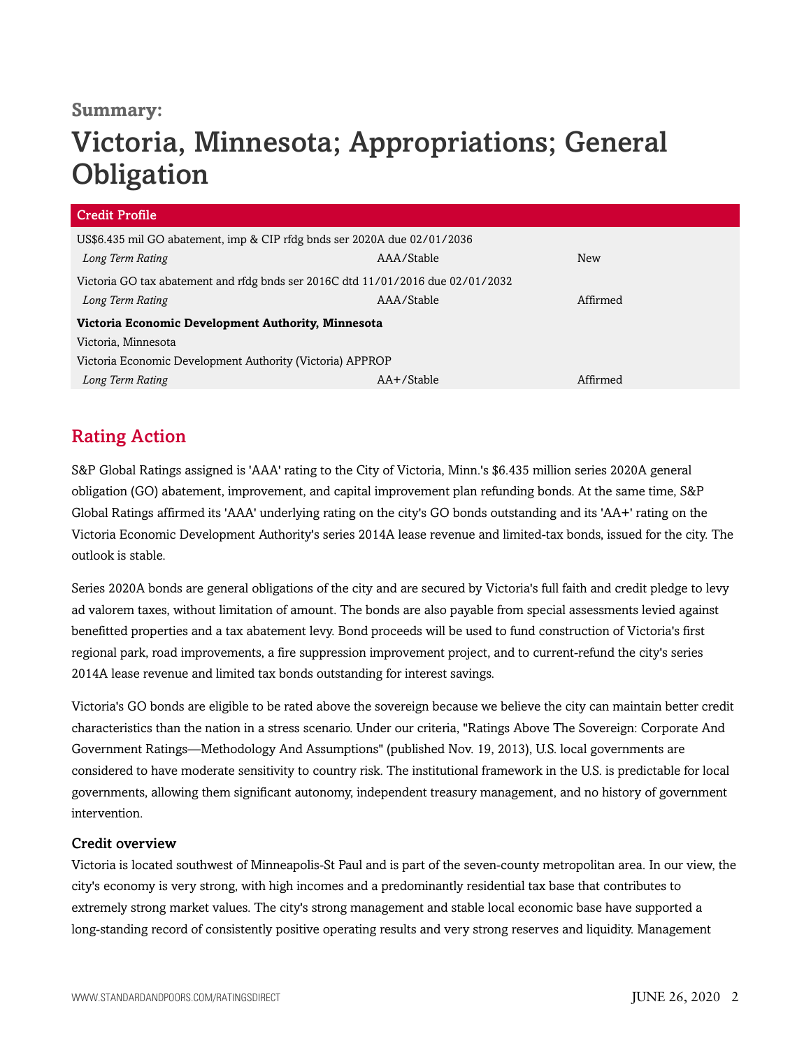**Summary:**

# Victoria, Minnesota; Appropriations; General Obligation

| Credit Profile | | |
|---|---|---|
| US$6.435 mil GO abatement, imp & CIP rfdg bnds ser 2020A due 02/01/2036 | | |
| *Long Term Rating* | AAA/Stable | New |
| Victoria GO tax abatement and rfdg bnds ser 2016C dtd 11/01/2016 due 02/01/2032 | | |
| *Long Term Rating* | AAA/Stable | Affirmed |
| **Victoria Economic Development Authority, Minnesota** | | |
| Victoria, Minnesota | | |
| Victoria Economic Development Authority (Victoria) APPROP | | |
| *Long Term Rating* | AA+/Stable | Affirmed |

## Rating Action

S&P Global Ratings assigned is 'AAA' rating to the City of Victoria, Minn.'s $6.435 million series 2020A general obligation (GO) abatement, improvement, and capital improvement plan refunding bonds. At the same time, S&P Global Ratings affirmed its 'AAA' underlying rating on the city's GO bonds outstanding and its 'AA+' rating on the Victoria Economic Development Authority's series 2014A lease revenue and limited-tax bonds, issued for the city. The outlook is stable.

Series 2020A bonds are general obligations of the city and are secured by Victoria's full faith and credit pledge to levy ad valorem taxes, without limitation of amount. The bonds are also payable from special assessments levied against benefitted properties and a tax abatement levy. Bond proceeds will be used to fund construction of Victoria's first regional park, road improvements, a fire suppression improvement project, and to current-refund the city's series 2014A lease revenue and limited tax bonds outstanding for interest savings.

Victoria's GO bonds are eligible to be rated above the sovereign because we believe the city can maintain better credit characteristics than the nation in a stress scenario. Under our criteria, "Ratings Above The Sovereign: Corporate And Government Ratings—Methodology And Assumptions" (published Nov. 19, 2013), U.S. local governments are considered to have moderate sensitivity to country risk. The institutional framework in the U.S. is predictable for local governments, allowing them significant autonomy, independent treasury management, and no history of government intervention.

### Credit overview

Victoria is located southwest of Minneapolis-St Paul and is part of the seven-county metropolitan area. In our view, the city's economy is very strong, with high incomes and a predominantly residential tax base that contributes to extremely strong market values. The city's strong management and stable local economic base have supported a long-standing record of consistently positive operating results and very strong reserves and liquidity. Management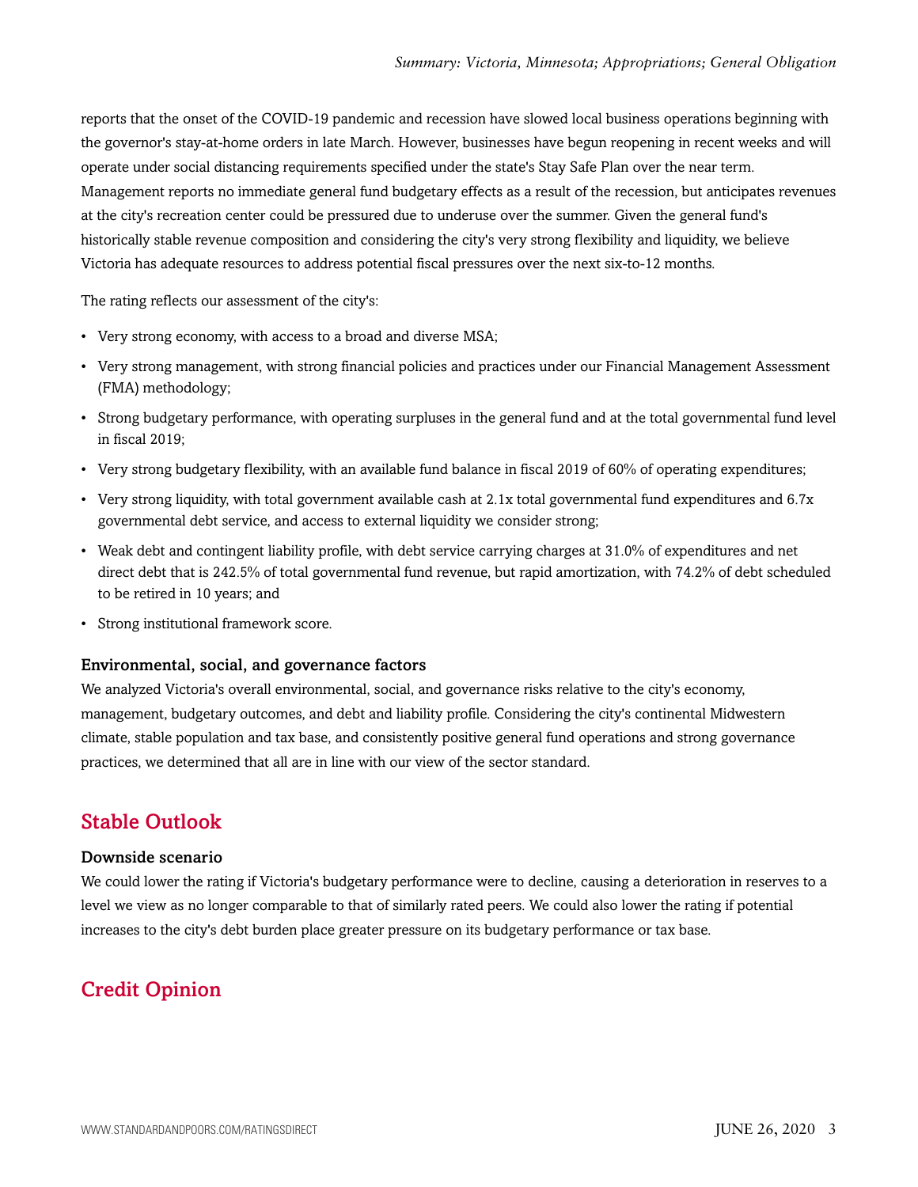reports that the onset of the COVID-19 pandemic and recession have slowed local business operations beginning with the governor's stay-at-home orders in late March. However, businesses have begun reopening in recent weeks and will operate under social distancing requirements specified under the state's Stay Safe Plan over the near term. Management reports no immediate general fund budgetary effects as a result of the recession, but anticipates revenues at the city's recreation center could be pressured due to underuse over the summer. Given the general fund's historically stable revenue composition and considering the city's very strong flexibility and liquidity, we believe Victoria has adequate resources to address potential fiscal pressures over the next six-to-12 months.

The rating reflects our assessment of the city's:

- Very strong economy, with access to a broad and diverse MSA;
- Very strong management, with strong financial policies and practices under our Financial Management Assessment (FMA) methodology;
- Strong budgetary performance, with operating surpluses in the general fund and at the total governmental fund level in fiscal 2019;
- Very strong budgetary flexibility, with an available fund balance in fiscal 2019 of 60% of operating expenditures;
- Very strong liquidity, with total government available cash at 2.1x total governmental fund expenditures and 6.7x governmental debt service, and access to external liquidity we consider strong;
- Weak debt and contingent liability profile, with debt service carrying charges at 31.0% of expenditures and net direct debt that is 242.5% of total governmental fund revenue, but rapid amortization, with 74.2% of debt scheduled to be retired in 10 years; and
- Strong institutional framework score.

### Environmental, social, and governance factors

We analyzed Victoria's overall environmental, social, and governance risks relative to the city's economy, management, budgetary outcomes, and debt and liability profile. Considering the city's continental Midwestern climate, stable population and tax base, and consistently positive general fund operations and strong governance practices, we determined that all are in line with our view of the sector standard.

## Stable Outlook

### Downside scenario

We could lower the rating if Victoria's budgetary performance were to decline, causing a deterioration in reserves to a level we view as no longer comparable to that of similarly rated peers. We could also lower the rating if potential increases to the city's debt burden place greater pressure on its budgetary performance or tax base.

## Credit Opinion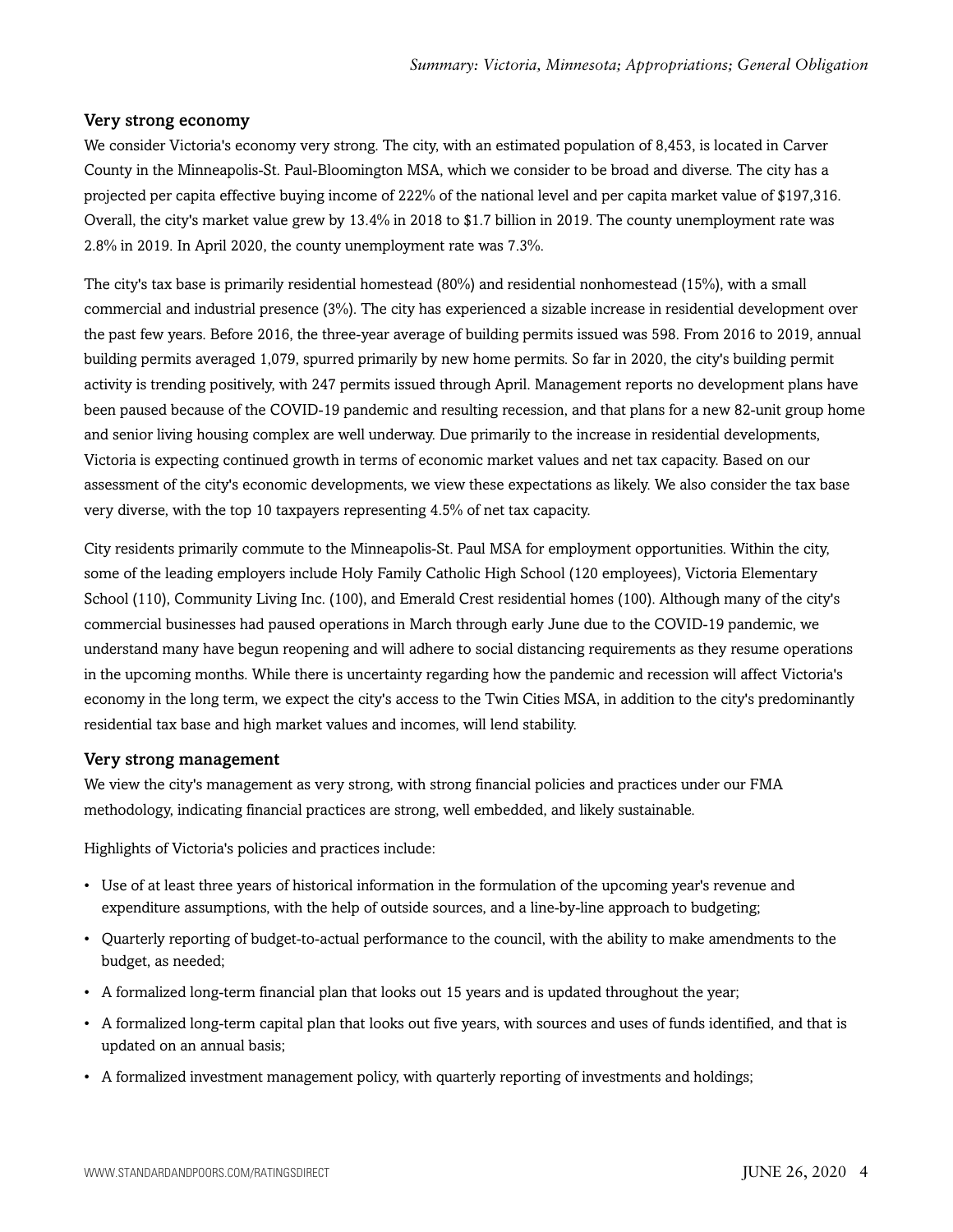### Very strong economy

We consider Victoria's economy very strong. The city, with an estimated population of 8,453, is located in Carver County in the Minneapolis-St. Paul-Bloomington MSA, which we consider to be broad and diverse. The city has a projected per capita effective buying income of 222% of the national level and per capita market value of $197,316. Overall, the city's market value grew by 13.4% in 2018 to $1.7 billion in 2019. The county unemployment rate was 2.8% in 2019. In April 2020, the county unemployment rate was 7.3%.

The city's tax base is primarily residential homestead (80%) and residential nonhomestead (15%), with a small commercial and industrial presence (3%). The city has experienced a sizable increase in residential development over the past few years. Before 2016, the three-year average of building permits issued was 598. From 2016 to 2019, annual building permits averaged 1,079, spurred primarily by new home permits. So far in 2020, the city's building permit activity is trending positively, with 247 permits issued through April. Management reports no development plans have been paused because of the COVID-19 pandemic and resulting recession, and that plans for a new 82-unit group home and senior living housing complex are well underway. Due primarily to the increase in residential developments, Victoria is expecting continued growth in terms of economic market values and net tax capacity. Based on our assessment of the city's economic developments, we view these expectations as likely. We also consider the tax base very diverse, with the top 10 taxpayers representing 4.5% of net tax capacity.

City residents primarily commute to the Minneapolis-St. Paul MSA for employment opportunities. Within the city, some of the leading employers include Holy Family Catholic High School (120 employees), Victoria Elementary School (110), Community Living Inc. (100), and Emerald Crest residential homes (100). Although many of the city's commercial businesses had paused operations in March through early June due to the COVID-19 pandemic, we understand many have begun reopening and will adhere to social distancing requirements as they resume operations in the upcoming months. While there is uncertainty regarding how the pandemic and recession will affect Victoria's economy in the long term, we expect the city's access to the Twin Cities MSA, in addition to the city's predominantly residential tax base and high market values and incomes, will lend stability.

### Very strong management

We view the city's management as very strong, with strong financial policies and practices under our FMA methodology, indicating financial practices are strong, well embedded, and likely sustainable.

Highlights of Victoria's policies and practices include:

- Use of at least three years of historical information in the formulation of the upcoming year's revenue and expenditure assumptions, with the help of outside sources, and a line-by-line approach to budgeting;
- Quarterly reporting of budget-to-actual performance to the council, with the ability to make amendments to the budget, as needed;
- A formalized long-term financial plan that looks out 15 years and is updated throughout the year;
- A formalized long-term capital plan that looks out five years, with sources and uses of funds identified, and that is updated on an annual basis;
- A formalized investment management policy, with quarterly reporting of investments and holdings;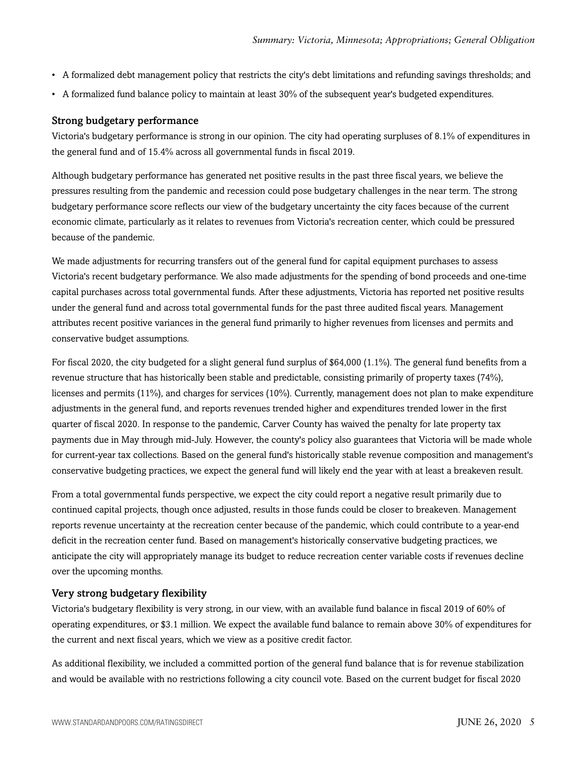- A formalized debt management policy that restricts the city's debt limitations and refunding savings thresholds; and
- A formalized fund balance policy to maintain at least 30% of the subsequent year's budgeted expenditures.

### Strong budgetary performance

Victoria's budgetary performance is strong in our opinion. The city had operating surpluses of 8.1% of expenditures in the general fund and of 15.4% across all governmental funds in fiscal 2019.

Although budgetary performance has generated net positive results in the past three fiscal years, we believe the pressures resulting from the pandemic and recession could pose budgetary challenges in the near term. The strong budgetary performance score reflects our view of the budgetary uncertainty the city faces because of the current economic climate, particularly as it relates to revenues from Victoria's recreation center, which could be pressured because of the pandemic.

We made adjustments for recurring transfers out of the general fund for capital equipment purchases to assess Victoria's recent budgetary performance. We also made adjustments for the spending of bond proceeds and one-time capital purchases across total governmental funds. After these adjustments, Victoria has reported net positive results under the general fund and across total governmental funds for the past three audited fiscal years. Management attributes recent positive variances in the general fund primarily to higher revenues from licenses and permits and conservative budget assumptions.

For fiscal 2020, the city budgeted for a slight general fund surplus of $64,000 (1.1%). The general fund benefits from a revenue structure that has historically been stable and predictable, consisting primarily of property taxes (74%), licenses and permits (11%), and charges for services (10%). Currently, management does not plan to make expenditure adjustments in the general fund, and reports revenues trended higher and expenditures trended lower in the first quarter of fiscal 2020. In response to the pandemic, Carver County has waived the penalty for late property tax payments due in May through mid-July. However, the county's policy also guarantees that Victoria will be made whole for current-year tax collections. Based on the general fund's historically stable revenue composition and management's conservative budgeting practices, we expect the general fund will likely end the year with at least a breakeven result.

From a total governmental funds perspective, we expect the city could report a negative result primarily due to continued capital projects, though once adjusted, results in those funds could be closer to breakeven. Management reports revenue uncertainty at the recreation center because of the pandemic, which could contribute to a year-end deficit in the recreation center fund. Based on management's historically conservative budgeting practices, we anticipate the city will appropriately manage its budget to reduce recreation center variable costs if revenues decline over the upcoming months.

### Very strong budgetary flexibility

Victoria's budgetary flexibility is very strong, in our view, with an available fund balance in fiscal 2019 of 60% of operating expenditures, or $3.1 million. We expect the available fund balance to remain above 30% of expenditures for the current and next fiscal years, which we view as a positive credit factor.

As additional flexibility, we included a committed portion of the general fund balance that is for revenue stabilization and would be available with no restrictions following a city council vote. Based on the current budget for fiscal 2020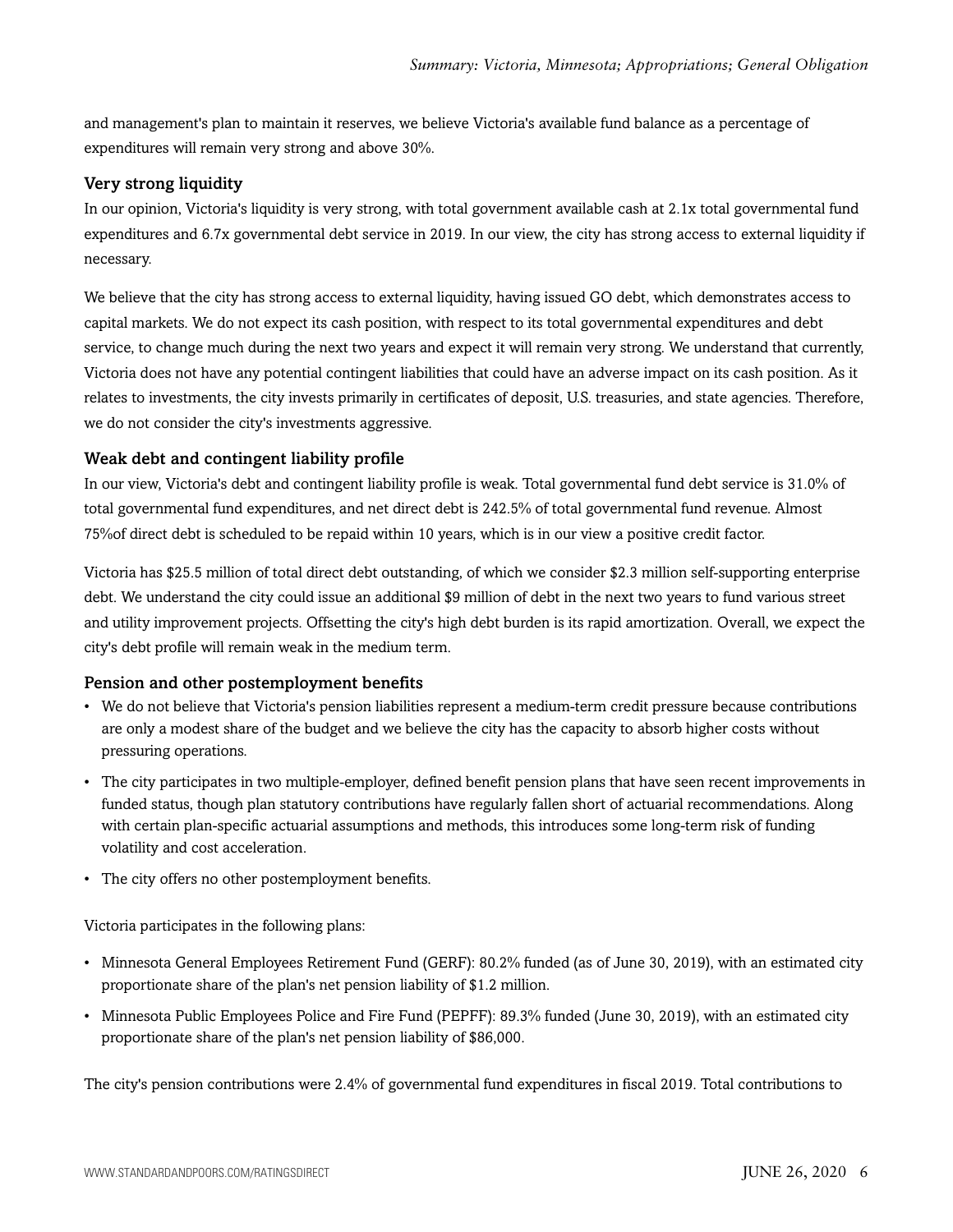and management's plan to maintain it reserves, we believe Victoria's available fund balance as a percentage of expenditures will remain very strong and above 30%.

### Very strong liquidity

In our opinion, Victoria's liquidity is very strong, with total government available cash at 2.1x total governmental fund expenditures and 6.7x governmental debt service in 2019. In our view, the city has strong access to external liquidity if necessary.

We believe that the city has strong access to external liquidity, having issued GO debt, which demonstrates access to capital markets. We do not expect its cash position, with respect to its total governmental expenditures and debt service, to change much during the next two years and expect it will remain very strong. We understand that currently, Victoria does not have any potential contingent liabilities that could have an adverse impact on its cash position. As it relates to investments, the city invests primarily in certificates of deposit, U.S. treasuries, and state agencies. Therefore, we do not consider the city's investments aggressive.

### Weak debt and contingent liability profile

In our view, Victoria's debt and contingent liability profile is weak. Total governmental fund debt service is 31.0% of total governmental fund expenditures, and net direct debt is 242.5% of total governmental fund revenue. Almost 75%of direct debt is scheduled to be repaid within 10 years, which is in our view a positive credit factor.

Victoria has $25.5 million of total direct debt outstanding, of which we consider $2.3 million self-supporting enterprise debt. We understand the city could issue an additional $9 million of debt in the next two years to fund various street and utility improvement projects. Offsetting the city's high debt burden is its rapid amortization. Overall, we expect the city's debt profile will remain weak in the medium term.

### Pension and other postemployment benefits

- We do not believe that Victoria's pension liabilities represent a medium-term credit pressure because contributions are only a modest share of the budget and we believe the city has the capacity to absorb higher costs without pressuring operations.
- The city participates in two multiple-employer, defined benefit pension plans that have seen recent improvements in funded status, though plan statutory contributions have regularly fallen short of actuarial recommendations. Along with certain plan-specific actuarial assumptions and methods, this introduces some long-term risk of funding volatility and cost acceleration.
- The city offers no other postemployment benefits.

Victoria participates in the following plans:

- Minnesota General Employees Retirement Fund (GERF): 80.2% funded (as of June 30, 2019), with an estimated city proportionate share of the plan's net pension liability of $1.2 million.
- Minnesota Public Employees Police and Fire Fund (PEPFF): 89.3% funded (June 30, 2019), with an estimated city proportionate share of the plan's net pension liability of $86,000.

The city's pension contributions were 2.4% of governmental fund expenditures in fiscal 2019. Total contributions to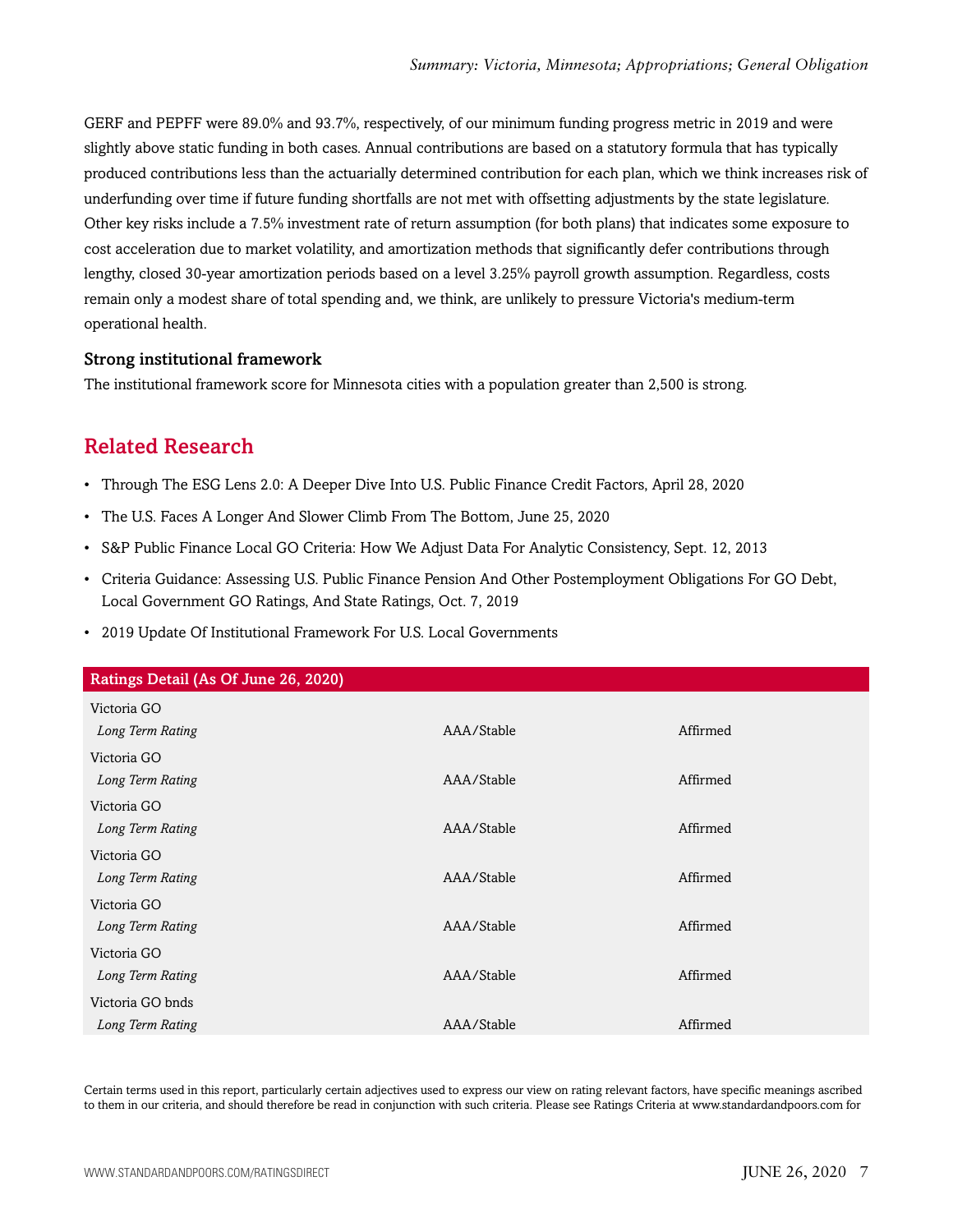GERF and PEPFF were 89.0% and 93.7%, respectively, of our minimum funding progress metric in 2019 and were slightly above static funding in both cases. Annual contributions are based on a statutory formula that has typically produced contributions less than the actuarially determined contribution for each plan, which we think increases risk of underfunding over time if future funding shortfalls are not met with offsetting adjustments by the state legislature. Other key risks include a 7.5% investment rate of return assumption (for both plans) that indicates some exposure to cost acceleration due to market volatility, and amortization methods that significantly defer contributions through lengthy, closed 30-year amortization periods based on a level 3.25% payroll growth assumption. Regardless, costs remain only a modest share of total spending and, we think, are unlikely to pressure Victoria's medium-term operational health.

### Strong institutional framework

The institutional framework score for Minnesota cities with a population greater than 2,500 is strong.

## Related Research

- Through The ESG Lens 2.0: A Deeper Dive Into U.S. Public Finance Credit Factors, April 28, 2020
- The U.S. Faces A Longer And Slower Climb From The Bottom, June 25, 2020
- S&P Public Finance Local GO Criteria: How We Adjust Data For Analytic Consistency, Sept. 12, 2013
- Criteria Guidance: Assessing U.S. Public Finance Pension And Other Postemployment Obligations For GO Debt, Local Government GO Ratings, And State Ratings, Oct. 7, 2019
- 2019 Update Of Institutional Framework For U.S. Local Governments

| Ratings Detail (As Of June 26, 2020) | | |
|---|---|---|
| Victoria GO | | |
| *Long Term Rating* | AAA/Stable | Affirmed |
| Victoria GO | | |
| *Long Term Rating* | AAA/Stable | Affirmed |
| Victoria GO | | |
| *Long Term Rating* | AAA/Stable | Affirmed |
| Victoria GO | | |
| *Long Term Rating* | AAA/Stable | Affirmed |
| Victoria GO | | |
| *Long Term Rating* | AAA/Stable | Affirmed |
| Victoria GO | | |
| *Long Term Rating* | AAA/Stable | Affirmed |
| Victoria GO bnds | | |
| *Long Term Rating* | AAA/Stable | Affirmed |

Certain terms used in this report, particularly certain adjectives used to express our view on rating relevant factors, have specific meanings ascribed to them in our criteria, and should therefore be read in conjunction with such criteria. Please see Ratings Criteria at www.standardandpoors.com for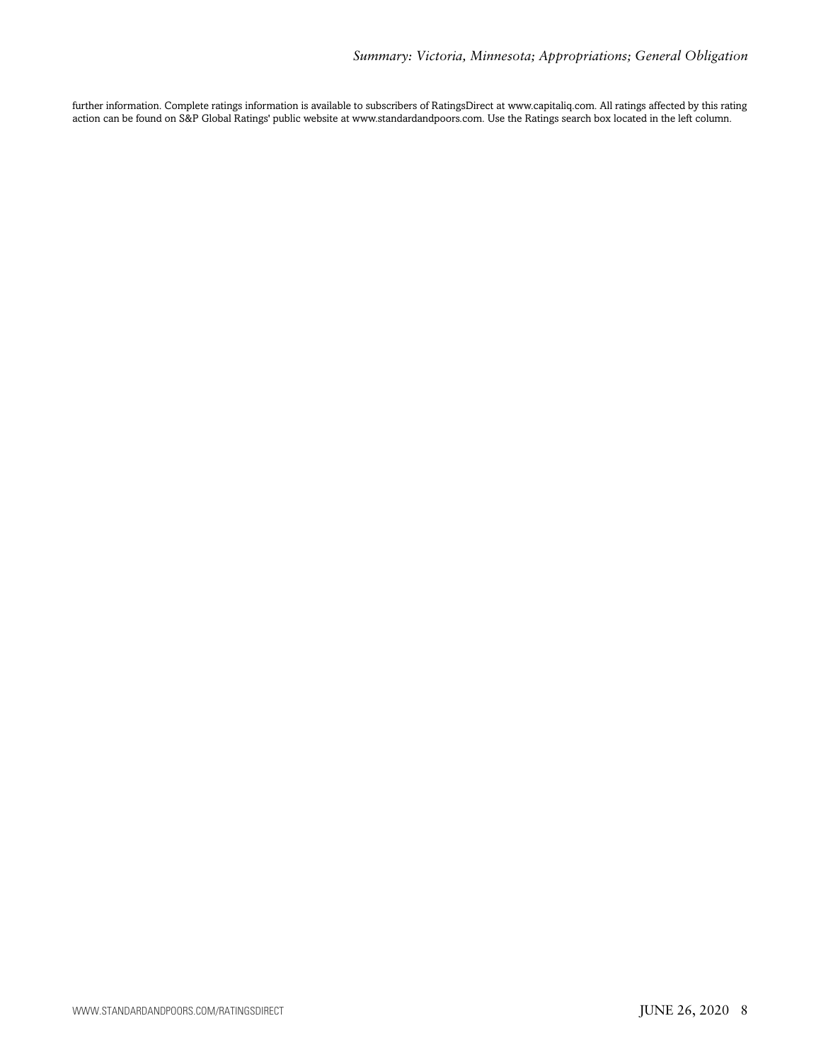further information. Complete ratings information is available to subscribers of RatingsDirect at www.capitaliq.com. All ratings affected by this rating action can be found on S&P Global Ratings' public website at www.standardandpoors.com. Use the Ratings search box located in the left column.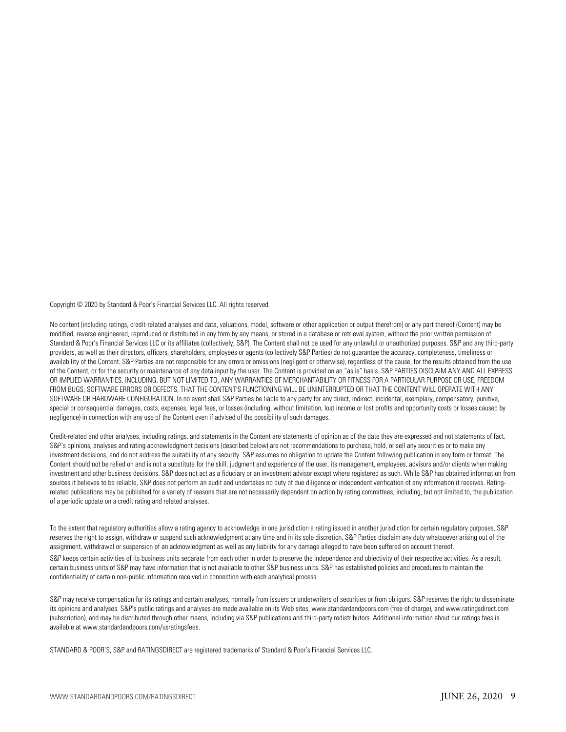Copyright © 2020 by Standard & Poor's Financial Services LLC. All rights reserved.

No content (including ratings, credit-related analyses and data, valuations, model, software or other application or output therefrom) or any part thereof (Content) may be modified, reverse engineered, reproduced or distributed in any form by any means, or stored in a database or retrieval system, without the prior written permission of Standard & Poor's Financial Services LLC or its affiliates (collectively, S&P). The Content shall not be used for any unlawful or unauthorized purposes. S&P and any third-party providers, as well as their directors, officers, shareholders, employees or agents (collectively S&P Parties) do not guarantee the accuracy, completeness, timeliness or availability of the Content. S&P Parties are not responsible for any errors or omissions (negligent or otherwise), regardless of the cause, for the results obtained from the use of the Content, or for the security or maintenance of any data input by the user. The Content is provided on an "as is" basis. S&P PARTIES DISCLAIM ANY AND ALL EXPRESS OR IMPLIED WARRANTIES, INCLUDING, BUT NOT LIMITED TO, ANY WARRANTIES OF MERCHANTABILITY OR FITNESS FOR A PARTICULAR PURPOSE OR USE, FREEDOM FROM BUGS, SOFTWARE ERRORS OR DEFECTS, THAT THE CONTENT'S FUNCTIONING WILL BE UNINTERRUPTED OR THAT THE CONTENT WILL OPERATE WITH ANY SOFTWARE OR HARDWARE CONFIGURATION. In no event shall S&P Parties be liable to any party for any direct, indirect, incidental, exemplary, compensatory, punitive, special or consequential damages, costs, expenses, legal fees, or losses (including, without limitation, lost income or lost profits and opportunity costs or losses caused by negligence) in connection with any use of the Content even if advised of the possibility of such damages.

Credit-related and other analyses, including ratings, and statements in the Content are statements of opinion as of the date they are expressed and not statements of fact. S&P's opinions, analyses and rating acknowledgment decisions (described below) are not recommendations to purchase, hold, or sell any securities or to make any investment decisions, and do not address the suitability of any security. S&P assumes no obligation to update the Content following publication in any form or format. The Content should not be relied on and is not a substitute for the skill, judgment and experience of the user, its management, employees, advisors and/or clients when making investment and other business decisions. S&P does not act as a fiduciary or an investment advisor except where registered as such. While S&P has obtained information from sources it believes to be reliable, S&P does not perform an audit and undertakes no duty of due diligence or independent verification of any information it receives. Rating-related publications may be published for a variety of reasons that are not necessarily dependent on action by rating committees, including, but not limited to, the publication of a periodic update on a credit rating and related analyses.

To the extent that regulatory authorities allow a rating agency to acknowledge in one jurisdiction a rating issued in another jurisdiction for certain regulatory purposes, S&P reserves the right to assign, withdraw or suspend such acknowledgment at any time and in its sole discretion. S&P Parties disclaim any duty whatsoever arising out of the assignment, withdrawal or suspension of an acknowledgment as well as any liability for any damage alleged to have been suffered on account thereof.

S&P keeps certain activities of its business units separate from each other in order to preserve the independence and objectivity of their respective activities. As a result, certain business units of S&P may have information that is not available to other S&P business units. S&P has established policies and procedures to maintain the confidentiality of certain non-public information received in connection with each analytical process.

S&P may receive compensation for its ratings and certain analyses, normally from issuers or underwriters of securities or from obligors. S&P reserves the right to disseminate its opinions and analyses. S&P's public ratings and analyses are made available on its Web sites, www.standardandpoors.com (free of charge), and www.ratingsdirect.com (subscription), and may be distributed through other means, including via S&P publications and third-party redistributors. Additional information about our ratings fees is available at www.standardandpoors.com/usratingsfees.

STANDARD & POOR'S, S&P and RATINGSDIRECT are registered trademarks of Standard & Poor's Financial Services LLC.